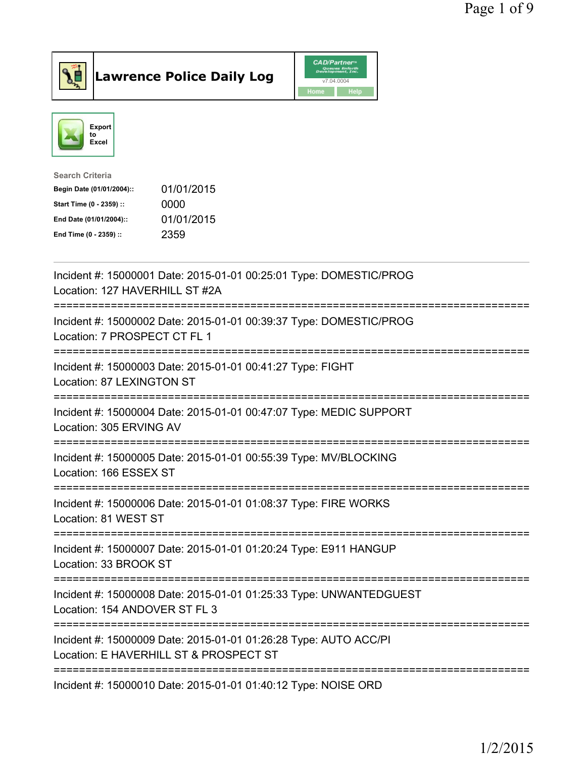# Lawrence Police Daily Log

CAD/Partner v7.04.0004

Home | Help

Export to Excel

**Search Criteria**

| | |
|---|---|
| **Begin Date (01/01/2004)::** | 01/01/2015 |
| **Start Time (0 - 2359) ::** | 0000 |
| **End Date (01/01/2004)::** | 01/01/2015 |
| **End Time (0 - 2359) ::** | 2359 |

---

Incident #: 15000001 Date: 2015-01-01 00:25:01 Type: DOMESTIC/PROG
Location: 127 HAVERHILL ST #2A

===========================================================================

Incident #: 15000002 Date: 2015-01-01 00:39:37 Type: DOMESTIC/PROG
Location: 7 PROSPECT CT FL 1

===========================================================================

Incident #: 15000003 Date: 2015-01-01 00:41:27 Type: FIGHT
Location: 87 LEXINGTON ST

===========================================================================

Incident #: 15000004 Date: 2015-01-01 00:47:07 Type: MEDIC SUPPORT
Location: 305 ERVING AV

===========================================================================

Incident #: 15000005 Date: 2015-01-01 00:55:39 Type: MV/BLOCKING
Location: 166 ESSEX ST

===========================================================================

Incident #: 15000006 Date: 2015-01-01 01:08:37 Type: FIRE WORKS
Location: 81 WEST ST

===========================================================================

Incident #: 15000007 Date: 2015-01-01 01:20:24 Type: E911 HANGUP
Location: 33 BROOK ST

===========================================================================

Incident #: 15000008 Date: 2015-01-01 01:25:33 Type: UNWANTEDGUEST
Location: 154 ANDOVER ST FL 3

===========================================================================

Incident #: 15000009 Date: 2015-01-01 01:26:28 Type: AUTO ACC/PI
Location: E HAVERHILL ST & PROSPECT ST

===========================================================================

Incident #: 15000010 Date: 2015-01-01 01:40:12 Type: NOISE ORD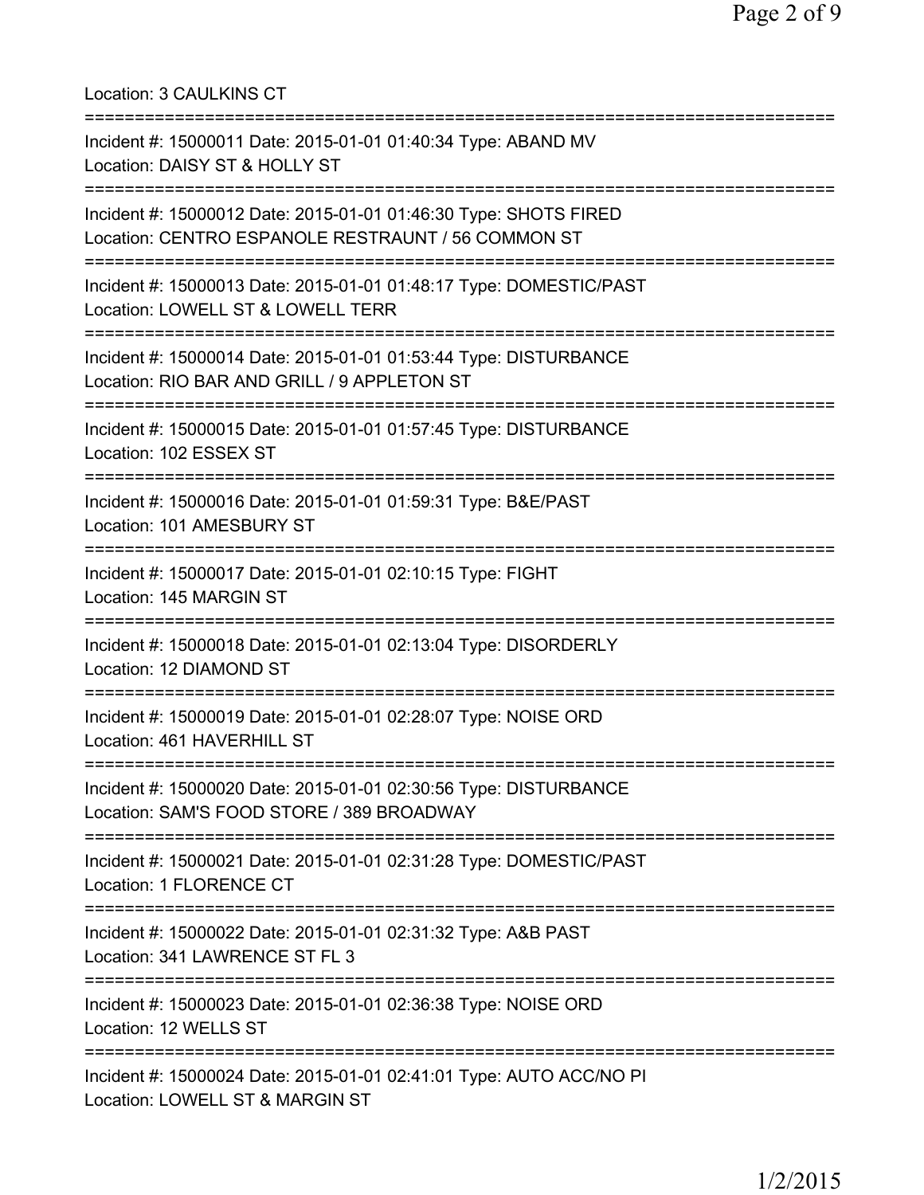Location: 3 CAULKINS CT

===========================================================================

Incident #: 15000011 Date: 2015-01-01 01:40:34 Type: ABAND MV
Location: DAISY ST & HOLLY ST

===========================================================================

Incident #: 15000012 Date: 2015-01-01 01:46:30 Type: SHOTS FIRED
Location: CENTRO ESPANOLE RESTRAUNT / 56 COMMON ST

===========================================================================

Incident #: 15000013 Date: 2015-01-01 01:48:17 Type: DOMESTIC/PAST
Location: LOWELL ST & LOWELL TERR

===========================================================================

Incident #: 15000014 Date: 2015-01-01 01:53:44 Type: DISTURBANCE
Location: RIO BAR AND GRILL / 9 APPLETON ST

===========================================================================

Incident #: 15000015 Date: 2015-01-01 01:57:45 Type: DISTURBANCE
Location: 102 ESSEX ST

===========================================================================

Incident #: 15000016 Date: 2015-01-01 01:59:31 Type: B&E/PAST
Location: 101 AMESBURY ST

===========================================================================

Incident #: 15000017 Date: 2015-01-01 02:10:15 Type: FIGHT
Location: 145 MARGIN ST

===========================================================================

Incident #: 15000018 Date: 2015-01-01 02:13:04 Type: DISORDERLY
Location: 12 DIAMOND ST

===========================================================================

Incident #: 15000019 Date: 2015-01-01 02:28:07 Type: NOISE ORD
Location: 461 HAVERHILL ST

===========================================================================

Incident #: 15000020 Date: 2015-01-01 02:30:56 Type: DISTURBANCE
Location: SAM'S FOOD STORE / 389 BROADWAY

===========================================================================

Incident #: 15000021 Date: 2015-01-01 02:31:28 Type: DOMESTIC/PAST
Location: 1 FLORENCE CT

===========================================================================

Incident #: 15000022 Date: 2015-01-01 02:31:32 Type: A&B PAST
Location: 341 LAWRENCE ST FL 3

===========================================================================

Incident #: 15000023 Date: 2015-01-01 02:36:38 Type: NOISE ORD
Location: 12 WELLS ST

===========================================================================

Incident #: 15000024 Date: 2015-01-01 02:41:01 Type: AUTO ACC/NO PI
Location: LOWELL ST & MARGIN ST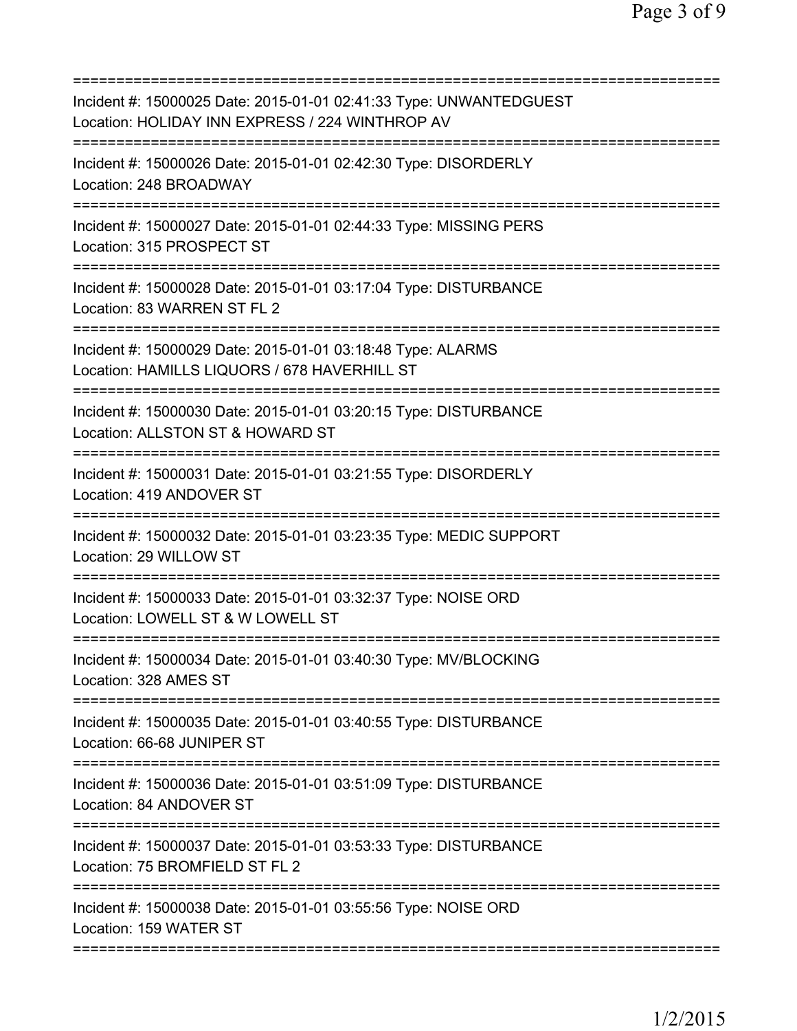===========================================================================

Incident #: 15000025 Date: 2015-01-01 02:41:33 Type: UNWANTEDGUEST
Location: HOLIDAY INN EXPRESS / 224 WINTHROP AV

===========================================================================

Incident #: 15000026 Date: 2015-01-01 02:42:30 Type: DISORDERLY
Location: 248 BROADWAY

===========================================================================

Incident #: 15000027 Date: 2015-01-01 02:44:33 Type: MISSING PERS
Location: 315 PROSPECT ST

===========================================================================

Incident #: 15000028 Date: 2015-01-01 03:17:04 Type: DISTURBANCE
Location: 83 WARREN ST FL 2

===========================================================================

Incident #: 15000029 Date: 2015-01-01 03:18:48 Type: ALARMS
Location: HAMILLS LIQUORS / 678 HAVERHILL ST

===========================================================================

Incident #: 15000030 Date: 2015-01-01 03:20:15 Type: DISTURBANCE
Location: ALLSTON ST & HOWARD ST

===========================================================================

Incident #: 15000031 Date: 2015-01-01 03:21:55 Type: DISORDERLY
Location: 419 ANDOVER ST

===========================================================================

Incident #: 15000032 Date: 2015-01-01 03:23:35 Type: MEDIC SUPPORT
Location: 29 WILLOW ST

===========================================================================

Incident #: 15000033 Date: 2015-01-01 03:32:37 Type: NOISE ORD
Location: LOWELL ST & W LOWELL ST

===========================================================================

Incident #: 15000034 Date: 2015-01-01 03:40:30 Type: MV/BLOCKING
Location: 328 AMES ST

===========================================================================

Incident #: 15000035 Date: 2015-01-01 03:40:55 Type: DISTURBANCE
Location: 66-68 JUNIPER ST

===========================================================================

Incident #: 15000036 Date: 2015-01-01 03:51:09 Type: DISTURBANCE
Location: 84 ANDOVER ST

===========================================================================

Incident #: 15000037 Date: 2015-01-01 03:53:33 Type: DISTURBANCE
Location: 75 BROMFIELD ST FL 2

===========================================================================

Incident #: 15000038 Date: 2015-01-01 03:55:56 Type: NOISE ORD
Location: 159 WATER ST

===========================================================================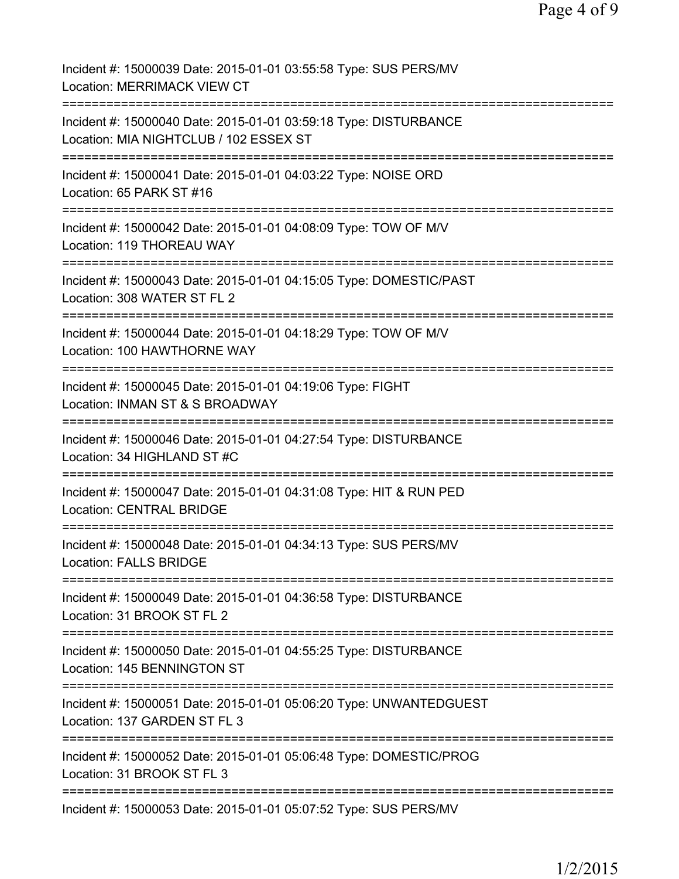Incident #: 15000039 Date: 2015-01-01 03:55:58 Type: SUS PERS/MV
Location: MERRIMACK VIEW CT

===========================================================================

Incident #: 15000040 Date: 2015-01-01 03:59:18 Type: DISTURBANCE
Location: MIA NIGHTCLUB / 102 ESSEX ST

===========================================================================

Incident #: 15000041 Date: 2015-01-01 04:03:22 Type: NOISE ORD
Location: 65 PARK ST #16

===========================================================================

Incident #: 15000042 Date: 2015-01-01 04:08:09 Type: TOW OF M/V
Location: 119 THOREAU WAY

===========================================================================

Incident #: 15000043 Date: 2015-01-01 04:15:05 Type: DOMESTIC/PAST
Location: 308 WATER ST FL 2

===========================================================================

Incident #: 15000044 Date: 2015-01-01 04:18:29 Type: TOW OF M/V
Location: 100 HAWTHORNE WAY

===========================================================================

Incident #: 15000045 Date: 2015-01-01 04:19:06 Type: FIGHT
Location: INMAN ST & S BROADWAY

===========================================================================

Incident #: 15000046 Date: 2015-01-01 04:27:54 Type: DISTURBANCE
Location: 34 HIGHLAND ST #C

===========================================================================

Incident #: 15000047 Date: 2015-01-01 04:31:08 Type: HIT & RUN PED
Location: CENTRAL BRIDGE

===========================================================================

Incident #: 15000048 Date: 2015-01-01 04:34:13 Type: SUS PERS/MV
Location: FALLS BRIDGE

===========================================================================

Incident #: 15000049 Date: 2015-01-01 04:36:58 Type: DISTURBANCE
Location: 31 BROOK ST FL 2

===========================================================================

Incident #: 15000050 Date: 2015-01-01 04:55:25 Type: DISTURBANCE
Location: 145 BENNINGTON ST

===========================================================================

Incident #: 15000051 Date: 2015-01-01 05:06:20 Type: UNWANTEDGUEST
Location: 137 GARDEN ST FL 3

===========================================================================

Incident #: 15000052 Date: 2015-01-01 05:06:48 Type: DOMESTIC/PROG
Location: 31 BROOK ST FL 3

===========================================================================

Incident #: 15000053 Date: 2015-01-01 05:07:52 Type: SUS PERS/MV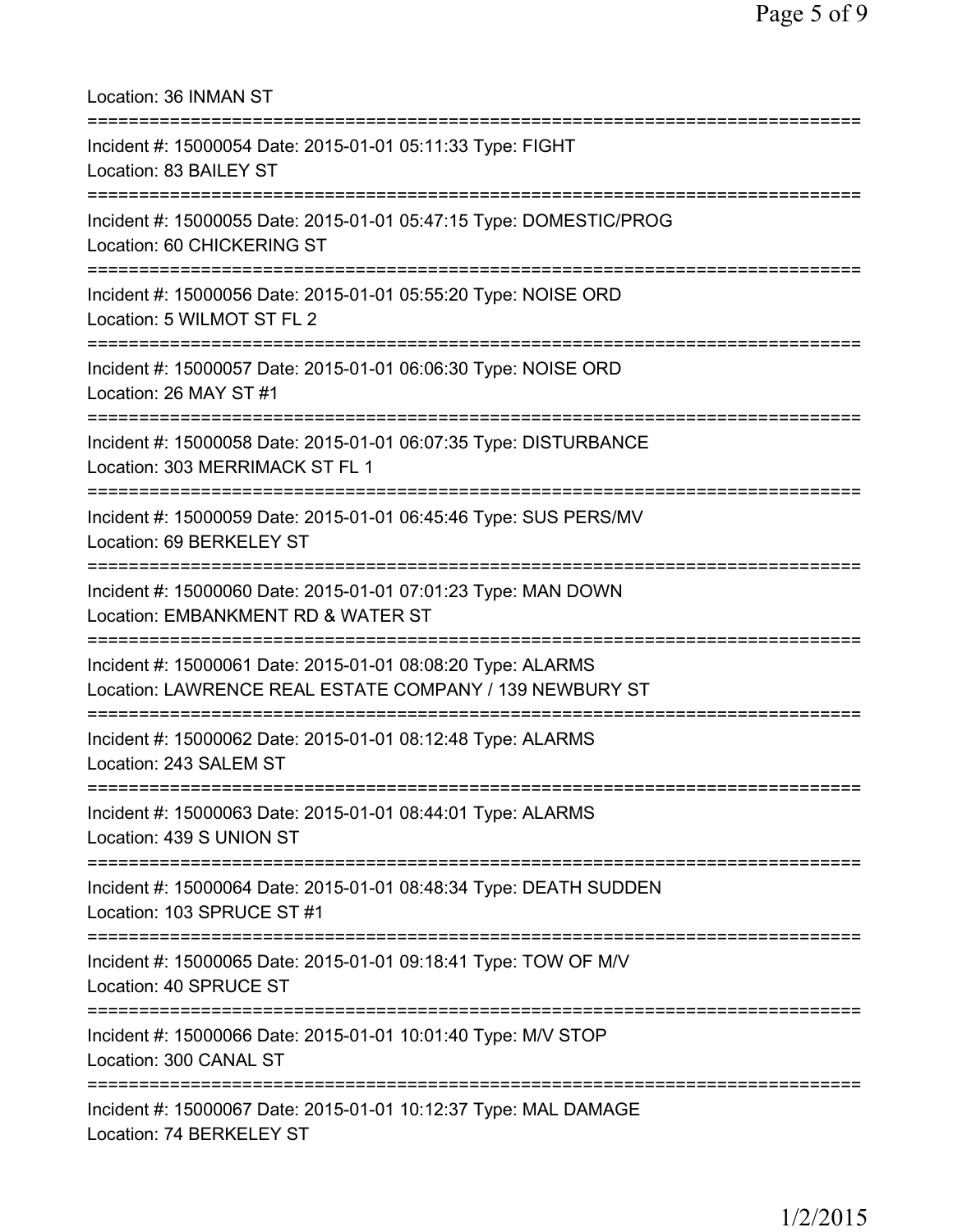Location: 36 INMAN ST

===========================================================================

Incident #: 15000054 Date: 2015-01-01 05:11:33 Type: FIGHT
Location: 83 BAILEY ST

===========================================================================

Incident #: 15000055 Date: 2015-01-01 05:47:15 Type: DOMESTIC/PROG
Location: 60 CHICKERING ST

===========================================================================

Incident #: 15000056 Date: 2015-01-01 05:55:20 Type: NOISE ORD
Location: 5 WILMOT ST FL 2

===========================================================================

Incident #: 15000057 Date: 2015-01-01 06:06:30 Type: NOISE ORD
Location: 26 MAY ST #1

===========================================================================

Incident #: 15000058 Date: 2015-01-01 06:07:35 Type: DISTURBANCE
Location: 303 MERRIMACK ST FL 1

===========================================================================

Incident #: 15000059 Date: 2015-01-01 06:45:46 Type: SUS PERS/MV
Location: 69 BERKELEY ST

===========================================================================

Incident #: 15000060 Date: 2015-01-01 07:01:23 Type: MAN DOWN
Location: EMBANKMENT RD & WATER ST

===========================================================================

Incident #: 15000061 Date: 2015-01-01 08:08:20 Type: ALARMS
Location: LAWRENCE REAL ESTATE COMPANY / 139 NEWBURY ST

===========================================================================

Incident #: 15000062 Date: 2015-01-01 08:12:48 Type: ALARMS
Location: 243 SALEM ST

===========================================================================

Incident #: 15000063 Date: 2015-01-01 08:44:01 Type: ALARMS
Location: 439 S UNION ST

===========================================================================

Incident #: 15000064 Date: 2015-01-01 08:48:34 Type: DEATH SUDDEN
Location: 103 SPRUCE ST #1

===========================================================================

Incident #: 15000065 Date: 2015-01-01 09:18:41 Type: TOW OF M/V
Location: 40 SPRUCE ST

===========================================================================

Incident #: 15000066 Date: 2015-01-01 10:01:40 Type: M/V STOP
Location: 300 CANAL ST

===========================================================================

Incident #: 15000067 Date: 2015-01-01 10:12:37 Type: MAL DAMAGE
Location: 74 BERKELEY ST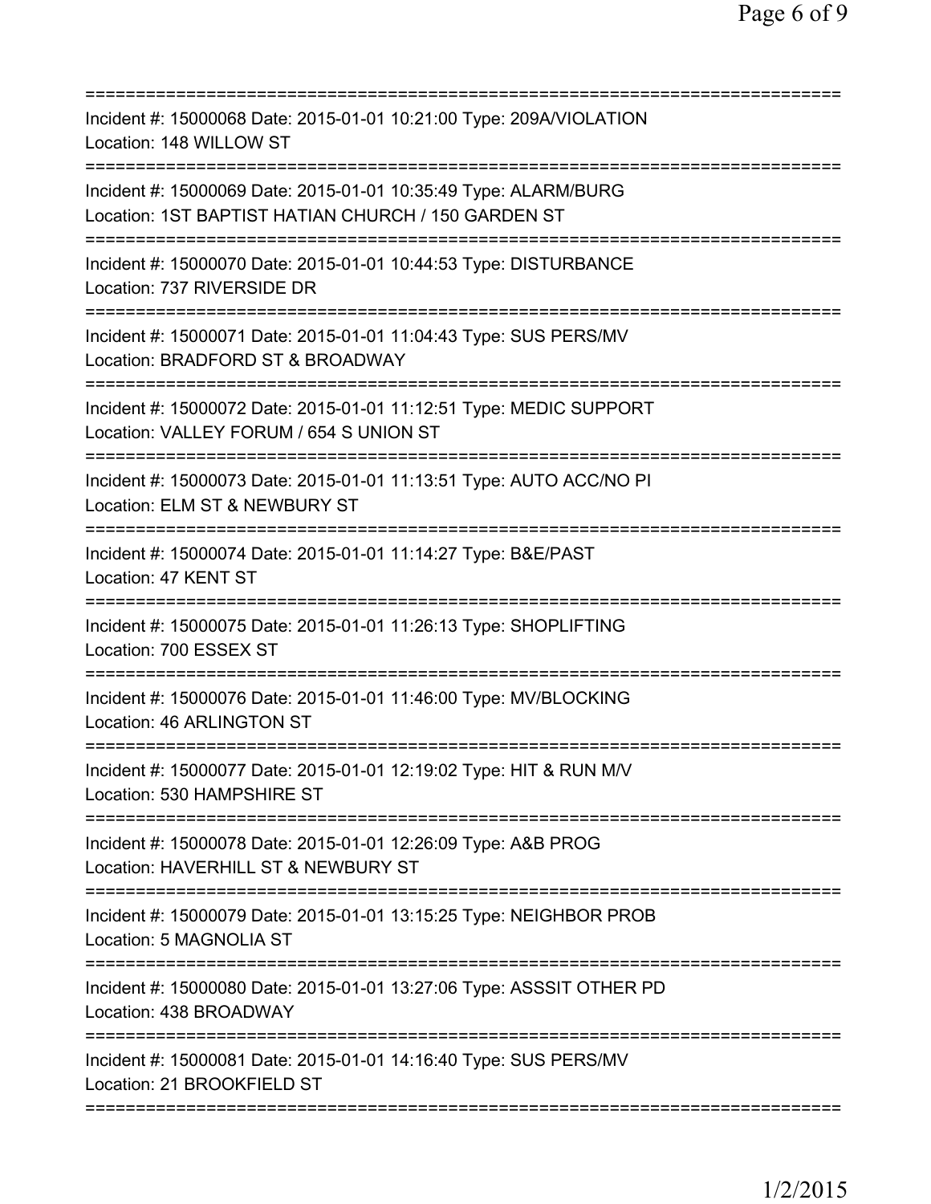===========================================================================
Incident #: 15000068 Date: 2015-01-01 10:21:00 Type: 209A/VIOLATION
Location: 148 WILLOW ST
===========================================================================
Incident #: 15000069 Date: 2015-01-01 10:35:49 Type: ALARM/BURG
Location: 1ST BAPTIST HATIAN CHURCH / 150 GARDEN ST
===========================================================================
Incident #: 15000070 Date: 2015-01-01 10:44:53 Type: DISTURBANCE
Location: 737 RIVERSIDE DR
===========================================================================
Incident #: 15000071 Date: 2015-01-01 11:04:43 Type: SUS PERS/MV
Location: BRADFORD ST & BROADWAY
===========================================================================
Incident #: 15000072 Date: 2015-01-01 11:12:51 Type: MEDIC SUPPORT
Location: VALLEY FORUM / 654 S UNION ST
===========================================================================
Incident #: 15000073 Date: 2015-01-01 11:13:51 Type: AUTO ACC/NO PI
Location: ELM ST & NEWBURY ST
===========================================================================
Incident #: 15000074 Date: 2015-01-01 11:14:27 Type: B&E/PAST
Location: 47 KENT ST
===========================================================================
Incident #: 15000075 Date: 2015-01-01 11:26:13 Type: SHOPLIFTING
Location: 700 ESSEX ST
===========================================================================
Incident #: 15000076 Date: 2015-01-01 11:46:00 Type: MV/BLOCKING
Location: 46 ARLINGTON ST
===========================================================================
Incident #: 15000077 Date: 2015-01-01 12:19:02 Type: HIT & RUN M/V
Location: 530 HAMPSHIRE ST
===========================================================================
Incident #: 15000078 Date: 2015-01-01 12:26:09 Type: A&B PROG
Location: HAVERHILL ST & NEWBURY ST
===========================================================================
Incident #: 15000079 Date: 2015-01-01 13:15:25 Type: NEIGHBOR PROB
Location: 5 MAGNOLIA ST
===========================================================================
Incident #: 15000080 Date: 2015-01-01 13:27:06 Type: ASSSIT OTHER PD
Location: 438 BROADWAY
===========================================================================
Incident #: 15000081 Date: 2015-01-01 14:16:40 Type: SUS PERS/MV
Location: 21 BROOKFIELD ST
===========================================================================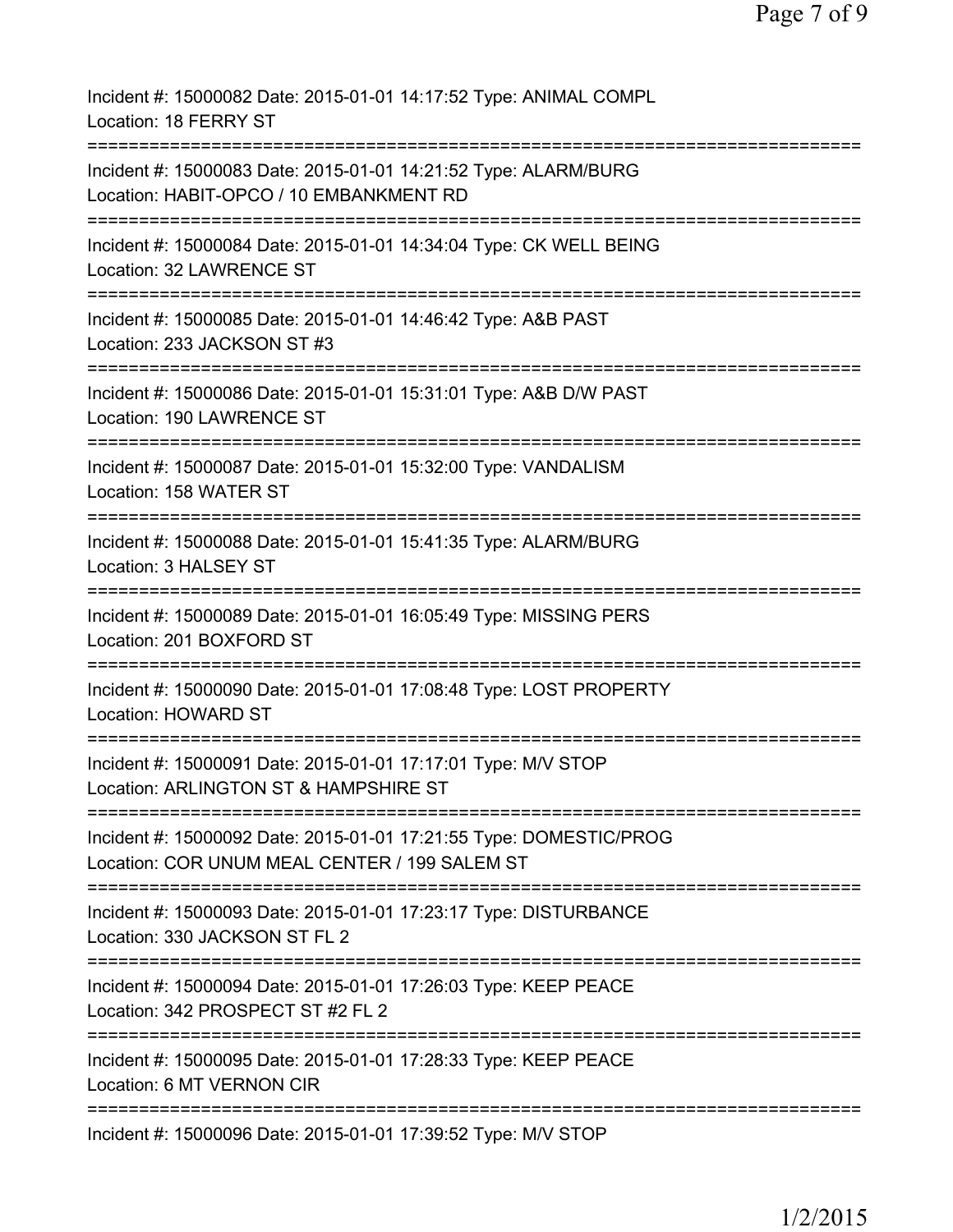Incident #: 15000082 Date: 2015-01-01 14:17:52 Type: ANIMAL COMPL
Location: 18 FERRY ST
===========================================================================
Incident #: 15000083 Date: 2015-01-01 14:21:52 Type: ALARM/BURG
Location: HABIT-OPCO / 10 EMBANKMENT RD
===========================================================================
Incident #: 15000084 Date: 2015-01-01 14:34:04 Type: CK WELL BEING
Location: 32 LAWRENCE ST
===========================================================================
Incident #: 15000085 Date: 2015-01-01 14:46:42 Type: A&B PAST
Location: 233 JACKSON ST #3
===========================================================================
Incident #: 15000086 Date: 2015-01-01 15:31:01 Type: A&B D/W PAST
Location: 190 LAWRENCE ST
===========================================================================
Incident #: 15000087 Date: 2015-01-01 15:32:00 Type: VANDALISM
Location: 158 WATER ST
===========================================================================
Incident #: 15000088 Date: 2015-01-01 15:41:35 Type: ALARM/BURG
Location: 3 HALSEY ST
===========================================================================
Incident #: 15000089 Date: 2015-01-01 16:05:49 Type: MISSING PERS
Location: 201 BOXFORD ST
===========================================================================
Incident #: 15000090 Date: 2015-01-01 17:08:48 Type: LOST PROPERTY
Location: HOWARD ST
===========================================================================
Incident #: 15000091 Date: 2015-01-01 17:17:01 Type: M/V STOP
Location: ARLINGTON ST & HAMPSHIRE ST
===========================================================================
Incident #: 15000092 Date: 2015-01-01 17:21:55 Type: DOMESTIC/PROG
Location: COR UNUM MEAL CENTER / 199 SALEM ST
===========================================================================
Incident #: 15000093 Date: 2015-01-01 17:23:17 Type: DISTURBANCE
Location: 330 JACKSON ST FL 2
===========================================================================
Incident #: 15000094 Date: 2015-01-01 17:26:03 Type: KEEP PEACE
Location: 342 PROSPECT ST #2 FL 2
===========================================================================
Incident #: 15000095 Date: 2015-01-01 17:28:33 Type: KEEP PEACE
Location: 6 MT VERNON CIR
===========================================================================
Incident #: 15000096 Date: 2015-01-01 17:39:52 Type: M/V STOP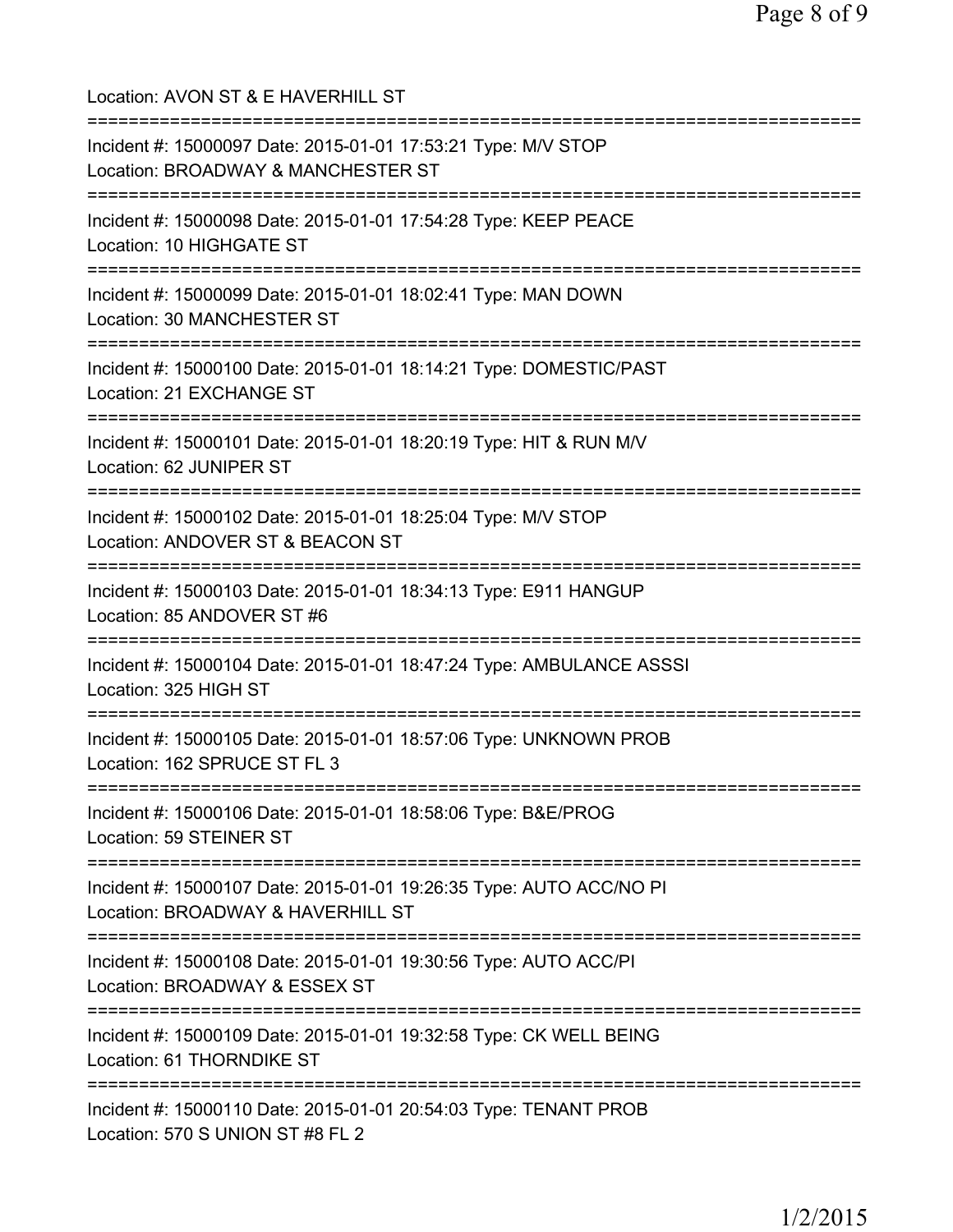Location: AVON ST & E HAVERHILL ST

===========================================================================

Incident #: 15000097 Date: 2015-01-01 17:53:21 Type: M/V STOP
Location: BROADWAY & MANCHESTER ST

===========================================================================

Incident #: 15000098 Date: 2015-01-01 17:54:28 Type: KEEP PEACE
Location: 10 HIGHGATE ST

===========================================================================

Incident #: 15000099 Date: 2015-01-01 18:02:41 Type: MAN DOWN
Location: 30 MANCHESTER ST

===========================================================================

Incident #: 15000100 Date: 2015-01-01 18:14:21 Type: DOMESTIC/PAST
Location: 21 EXCHANGE ST

===========================================================================

Incident #: 15000101 Date: 2015-01-01 18:20:19 Type: HIT & RUN M/V
Location: 62 JUNIPER ST

===========================================================================

Incident #: 15000102 Date: 2015-01-01 18:25:04 Type: M/V STOP
Location: ANDOVER ST & BEACON ST

===========================================================================

Incident #: 15000103 Date: 2015-01-01 18:34:13 Type: E911 HANGUP
Location: 85 ANDOVER ST #6

===========================================================================

Incident #: 15000104 Date: 2015-01-01 18:47:24 Type: AMBULANCE ASSSI
Location: 325 HIGH ST

===========================================================================

Incident #: 15000105 Date: 2015-01-01 18:57:06 Type: UNKNOWN PROB
Location: 162 SPRUCE ST FL 3

===========================================================================

Incident #: 15000106 Date: 2015-01-01 18:58:06 Type: B&E/PROG
Location: 59 STEINER ST

===========================================================================

Incident #: 15000107 Date: 2015-01-01 19:26:35 Type: AUTO ACC/NO PI
Location: BROADWAY & HAVERHILL ST

===========================================================================

Incident #: 15000108 Date: 2015-01-01 19:30:56 Type: AUTO ACC/PI
Location: BROADWAY & ESSEX ST

===========================================================================

Incident #: 15000109 Date: 2015-01-01 19:32:58 Type: CK WELL BEING
Location: 61 THORNDIKE ST

===========================================================================

Incident #: 15000110 Date: 2015-01-01 20:54:03 Type: TENANT PROB
Location: 570 S UNION ST #8 FL 2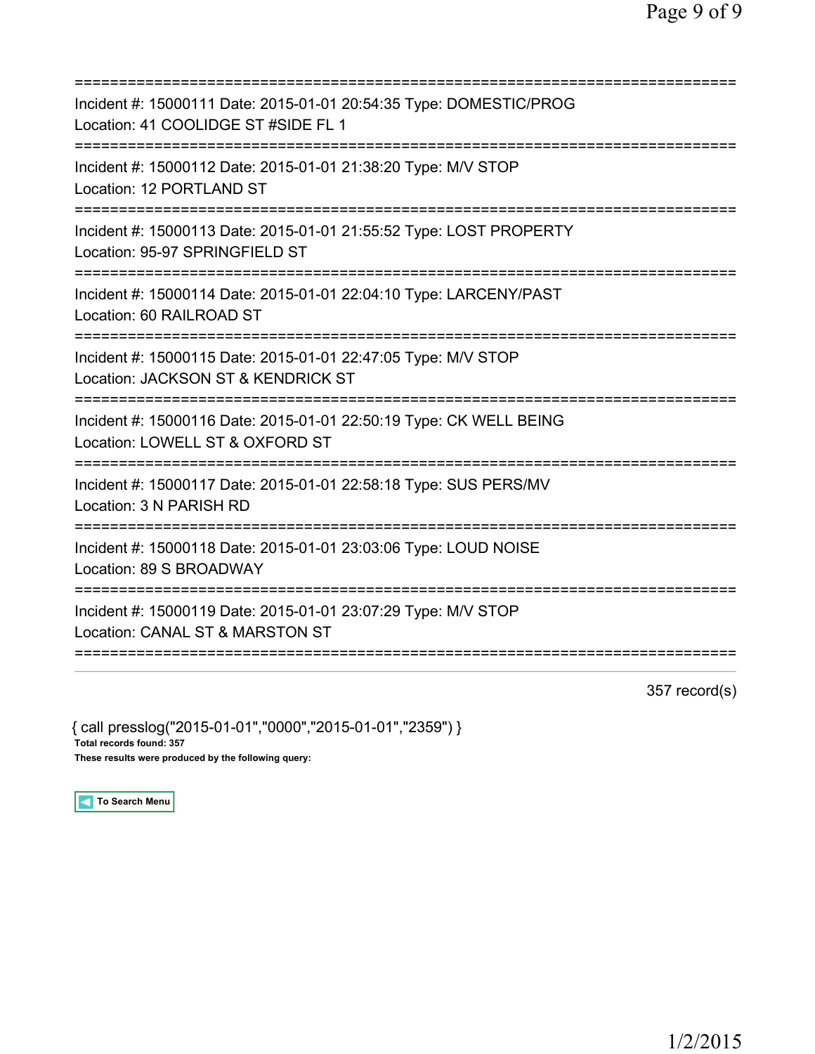===========================================================================

Incident #: 15000111 Date: 2015-01-01 20:54:35 Type: DOMESTIC/PROG
Location: 41 COOLIDGE ST #SIDE FL 1

===========================================================================

Incident #: 15000112 Date: 2015-01-01 21:38:20 Type: M/V STOP
Location: 12 PORTLAND ST

===========================================================================

Incident #: 15000113 Date: 2015-01-01 21:55:52 Type: LOST PROPERTY
Location: 95-97 SPRINGFIELD ST

===========================================================================

Incident #: 15000114 Date: 2015-01-01 22:04:10 Type: LARCENY/PAST
Location: 60 RAILROAD ST

===========================================================================

Incident #: 15000115 Date: 2015-01-01 22:47:05 Type: M/V STOP
Location: JACKSON ST & KENDRICK ST

===========================================================================

Incident #: 15000116 Date: 2015-01-01 22:50:19 Type: CK WELL BEING
Location: LOWELL ST & OXFORD ST

===========================================================================

Incident #: 15000117 Date: 2015-01-01 22:58:18 Type: SUS PERS/MV
Location: 3 N PARISH RD

===========================================================================

Incident #: 15000118 Date: 2015-01-01 23:03:06 Type: LOUD NOISE
Location: 89 S BROADWAY

===========================================================================

Incident #: 15000119 Date: 2015-01-01 23:07:29 Type: M/V STOP
Location: CANAL ST & MARSTON ST

===========================================================================

357 record(s)

{ call presslog("2015-01-01","0000","2015-01-01","2359") }

**Total records found: 357**

**These results were produced by the following query:**

To Search Menu